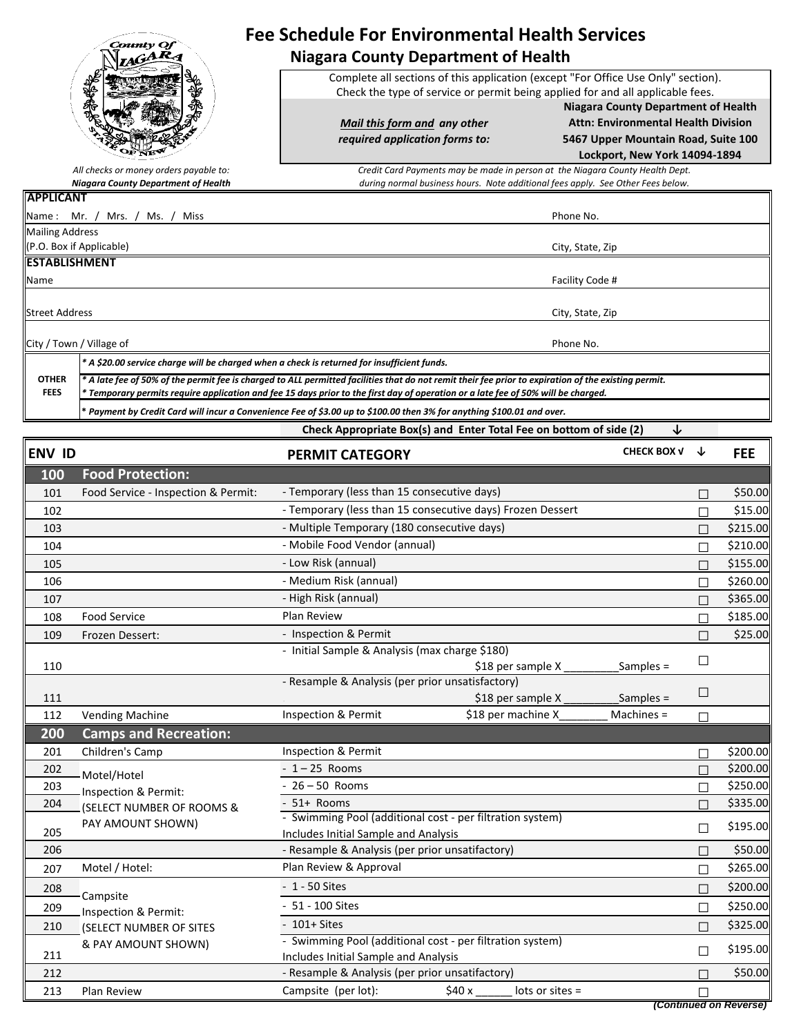# Fee Schedule For Environmental Health Services

## Niagara County Department of Health

Complete all sections of this application (except "For Office Use Only" section).
Check the type of service or permit being applied for and all applicable fees.

*Mail this form and any other required application forms to:*

**Niagara County Department of Health**
**Attn: Environmental Health Division**
**5467 Upper Mountain Road, Suite 100**
**Lockport, New York 14094-1894**

*All checks or money orders payable to:*
***Niagara County Department of Health***

*Credit Card Payments may be made in person at the Niagara County Health Dept. during normal business hours. Note additional fees apply. See Other Fees below.*

**APPLICANT**

Name : Mr. / Mrs. / Ms. / Miss                Phone No.

Mailing Address (P.O. Box if Applicable)                City, State, Zip

**ESTABLISHMENT**

Name                Facility Code #

Street Address                City, State, Zip

City / Town / Village of                Phone No.

**OTHER FEES**

*\* A $20.00 service charge will be charged when a check is returned for insufficient funds.*

*\* A late fee of 50% of the permit fee is charged to ALL permitted facilities that do not remit their fee prior to expiration of the existing permit.*

*\* Temporary permits require application and fee 15 days prior to the first day of operation or a late fee of 50% will be charged.*

*\* Payment by Credit Card will incur a Convenience Fee of $3.00 up to $100.00 then 3% for anything $100.01 and over.*

**Check Appropriate Box(s) and Enter Total Fee on bottom of side (2)** ↓

| ENV ID | | PERMIT CATEGORY | CHECK BOX √ ↓ | FEE |
|---|---|---|---|---|
| **100** | **Food Protection:** | | | |
| 101 | Food Service - Inspection & Permit: | - Temporary (less than 15 consecutive days) | ☐ | $50.00 |
| 102 | | - Temporary (less than 15 consecutive days) Frozen Dessert | ☐ | $15.00 |
| 103 | | - Multiple Temporary (180 consecutive days) | ☐ | $215.00 |
| 104 | | - Mobile Food Vendor (annual) | ☐ | $210.00 |
| 105 | | - Low Risk (annual) | ☐ | $155.00 |
| 106 | | - Medium Risk (annual) | ☐ | $260.00 |
| 107 | | - High Risk (annual) | ☐ | $365.00 |
| 108 | Food Service | Plan Review | ☐ | $185.00 |
| 109 | Frozen Dessert: | - Inspection & Permit | ☐ | $25.00 |
| 110 | | - Initial Sample & Analysis (max charge $180) $18 per sample X ________Samples = | ☐ | |
| 111 | | - Resample & Analysis (per prior unsatisfactory) $18 per sample X ________Samples = | ☐ | |
| 112 | Vending Machine | Inspection & Permit $18 per machine X_______ Machines = | ☐ | |
| **200** | **Camps and Recreation:** | | | |
| 201 | Children's Camp | Inspection & Permit | ☐ | $200.00 |
| 202 | Motel/Hotel Inspection & Permit: (SELECT NUMBER OF ROOMS & PAY AMOUNT SHOWN) | - 1 – 25 Rooms | ☐ | $200.00 |
| 203 | | - 26 – 50 Rooms | ☐ | $250.00 |
| 204 | | - 51+ Rooms | ☐ | $335.00 |
| 205 | | - Swimming Pool (additional cost - per filtration system) Includes Initial Sample and Analysis | ☐ | $195.00 |
| 206 | | - Resample & Analysis (per prior unsatifactory) | ☐ | $50.00 |
| 207 | Motel / Hotel: | Plan Review & Approval | ☐ | $265.00 |
| 208 | Campsite Inspection & Permit: (SELECT NUMBER OF SITES & PAY AMOUNT SHOWN) | - 1 - 50 Sites | ☐ | $200.00 |
| 209 | | - 51 - 100 Sites | ☐ | $250.00 |
| 210 | | - 101+ Sites | ☐ | $325.00 |
| 211 | | - Swimming Pool (additional cost - per filtration system) Includes Initial Sample and Analysis | ☐ | $195.00 |
| 212 | | - Resample & Analysis (per prior unsatifactory) | ☐ | $50.00 |
| 213 | Plan Review | Campsite (per lot): $40 x ______ lots or sites = | ☐ | |

*(Continued on Reverse)*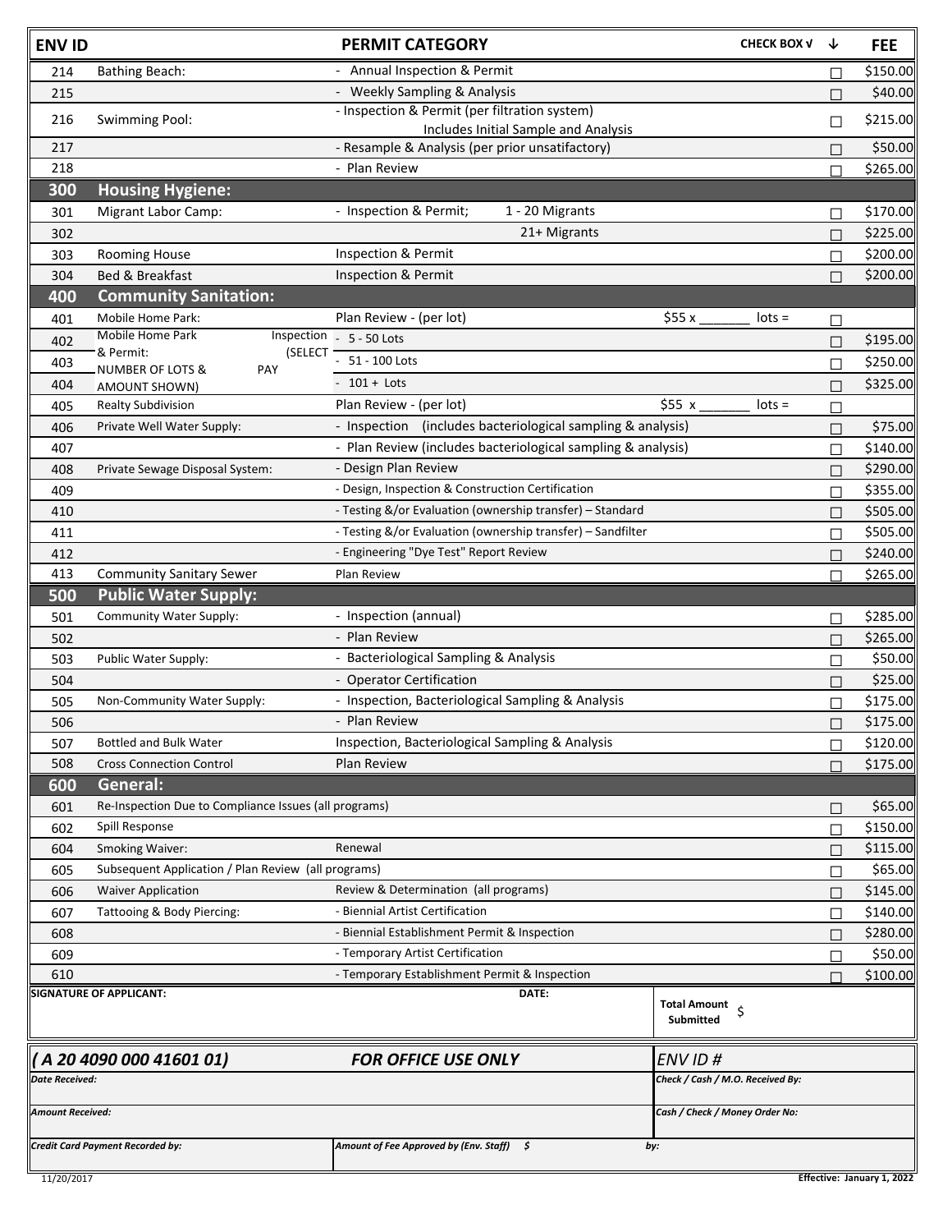| ENV ID | | PERMIT CATEGORY | CHECK BOX √ ↓ | FEE |
|---|---|---|---|---|
| 214 | Bathing Beach: | - Annual Inspection & Permit | ☐ | $150.00 |
| 215 | | - Weekly Sampling & Analysis | ☐ | $40.00 |
| 216 | Swimming Pool: | - Inspection & Permit (per filtration system) Includes Initial Sample and Analysis | ☐ | $215.00 |
| 217 | | - Resample & Analysis (per prior unsatifactory) | ☐ | $50.00 |
| 218 | | - Plan Review | ☐ | $265.00 |
| **300** | **Housing Hygiene:** | | | |
| 301 | Migrant Labor Camp: | - Inspection & Permit; 1 - 20 Migrants | ☐ | $170.00 |
| 302 | | 21+ Migrants | ☐ | $225.00 |
| 303 | Rooming House | Inspection & Permit | ☐ | $200.00 |
| 304 | Bed & Breakfast | Inspection & Permit | ☐ | $200.00 |
| **400** | **Community Sanitation:** | | | |
| 401 | Mobile Home Park: | Plan Review - (per lot) $55 x _______ lots = | ☐ | |
| 402 | Mobile Home Park Inspection & Permit: (SELECT NUMBER OF LOTS & PAY AMOUNT SHOWN) | - 5 - 50 Lots | ☐ | $195.00 |
| 403 | | - 51 - 100 Lots | ☐ | $250.00 |
| 404 | | - 101 + Lots | ☐ | $325.00 |
| 405 | Realty Subdivision | Plan Review - (per lot) $55 x _______ lots = | ☐ | |
| 406 | Private Well Water Supply: | - Inspection (includes bacteriological sampling & analysis) | ☐ | $75.00 |
| 407 | | - Plan Review (includes bacteriological sampling & analysis) | ☐ | $140.00 |
| 408 | Private Sewage Disposal System: | - Design Plan Review | ☐ | $290.00 |
| 409 | | - Design, Inspection & Construction Certification | ☐ | $355.00 |
| 410 | | - Testing &/or Evaluation (ownership transfer) – Standard | ☐ | $505.00 |
| 411 | | - Testing &/or Evaluation (ownership transfer) – Sandfilter | ☐ | $505.00 |
| 412 | | - Engineering "Dye Test" Report Review | ☐ | $240.00 |
| 413 | Community Sanitary Sewer | Plan Review | ☐ | $265.00 |
| **500** | **Public Water Supply:** | | | |
| 501 | Community Water Supply: | - Inspection (annual) | ☐ | $285.00 |
| 502 | | - Plan Review | ☐ | $265.00 |
| 503 | Public Water Supply: | - Bacteriological Sampling & Analysis | ☐ | $50.00 |
| 504 | | - Operator Certification | ☐ | $25.00 |
| 505 | Non-Community Water Supply: | - Inspection, Bacteriological Sampling & Analysis | ☐ | $175.00 |
| 506 | | - Plan Review | ☐ | $175.00 |
| 507 | Bottled and Bulk Water | Inspection, Bacteriological Sampling & Analysis | ☐ | $120.00 |
| 508 | Cross Connection Control | Plan Review | ☐ | $175.00 |
| **600** | **General:** | | | |
| 601 | Re-Inspection Due to Compliance Issues (all programs) | | ☐ | $65.00 |
| 602 | Spill Response | | ☐ | $150.00 |
| 604 | Smoking Waiver: | Renewal | ☐ | $115.00 |
| 605 | Subsequent Application / Plan Review (all programs) | | ☐ | $65.00 |
| 606 | Waiver Application | Review & Determination (all programs) | ☐ | $145.00 |
| 607 | Tattooing & Body Piercing: | - Biennial Artist Certification | ☐ | $140.00 |
| 608 | | - Biennial Establishment Permit & Inspection | ☐ | $280.00 |
| 609 | | - Temporary Artist Certification | ☐ | $50.00 |
| 610 | | - Temporary Establishment Permit & Inspection | ☐ | $100.00 |

**SIGNATURE OF APPLICANT:** **DATE:** **Total Amount Submitted** $

| *( A 20 4090 000 41601 01)* | ***FOR OFFICE USE ONLY*** | *ENV ID #* |
|---|---|---|
| ***Date Received:*** | | ***Check / Cash / M.O. Received By:*** |
| ***Amount Received:*** | | ***Cash / Check / Money Order No:*** |
| ***Credit Card Payment Recorded by:*** | ***Amount of Fee Approved by (Env. Staff) $*** | ***by:*** |

11/20/2017

**Effective: January 1, 2022**